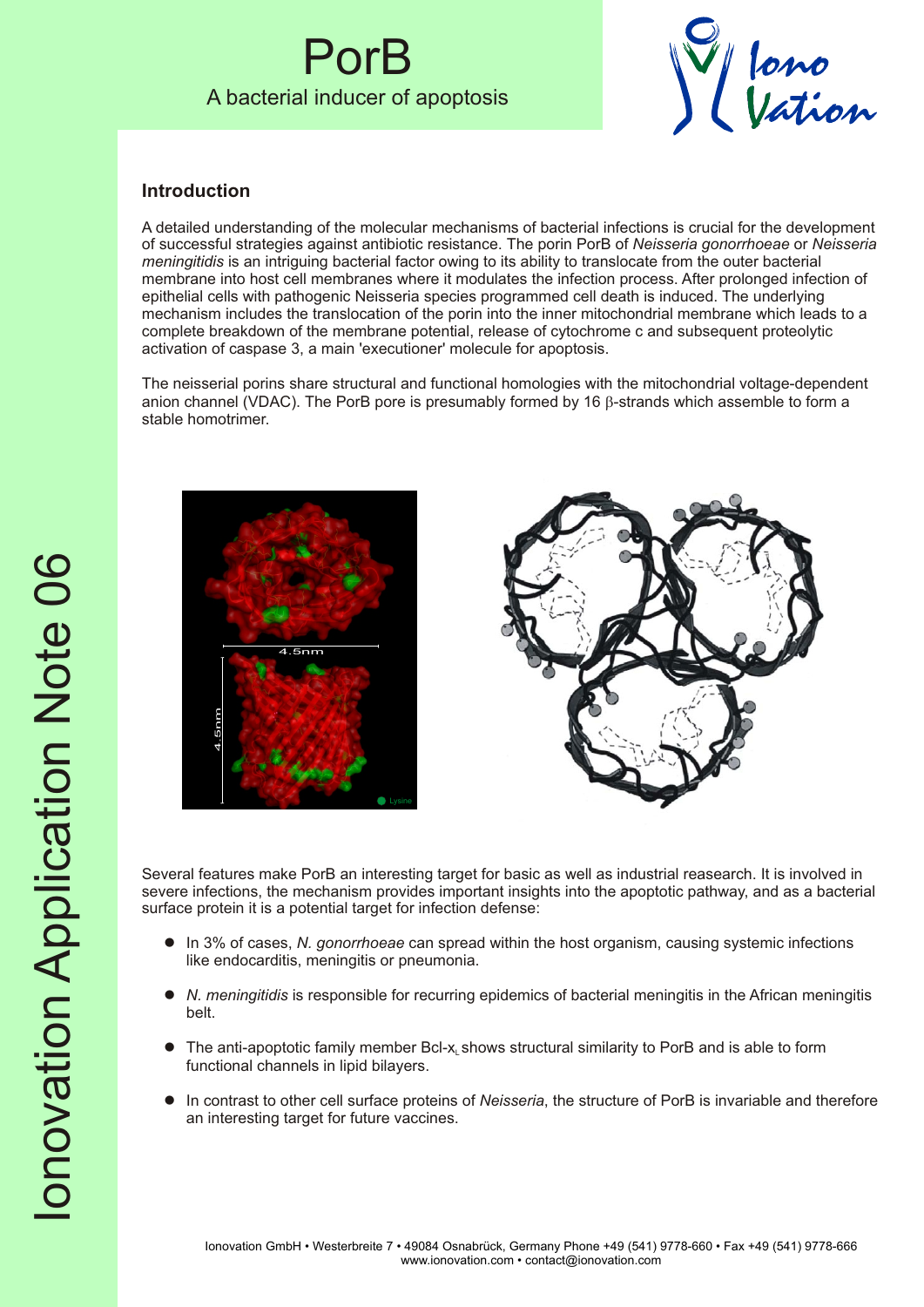# PorB

## A bacterial inducer of apoptosis

Iono Vation

Ionovation Application Note 06

### Introduction

A detailed understanding of the molecular mechanisms of bacterial infections is crucial for the development of successful strategies against antibiotic resistance. The porin PorB of *Neisseria gonorrhoeae* or *Neisseria meningitidis* is an intriguing bacterial factor owing to its ability to translocate from the outer bacterial membrane into host cell membranes where it modulates the infection process. After prolonged infection of epithelial cells with pathogenic Neisseria species programmed cell death is induced. The underlying mechanism includes the translocation of the porin into the inner mitochondrial membrane which leads to a complete breakdown of the membrane potential, release of cytochrome c and subsequent proteolytic activation of caspase 3, a main 'executioner' molecule for apoptosis.

The neisserial porins share structural and functional homologies with the mitochondrial voltage-dependent anion channel (VDAC). The PorB pore is presumably formed by 16 β-strands which assemble to form a stable homotrimer.

Several features make PorB an interesting target for basic as well as industrial reasearch. It is involved in severe infections, the mechanism provides important insights into the apoptotic pathway, and as a bacterial surface protein it is a potential target for infection defense:

- In 3% of cases, *N. gonorrhoeae* can spread within the host organism, causing systemic infections like endocarditis, meningitis or pneumonia.
- *N. meningitidis* is responsible for recurring epidemics of bacterial meningitis in the African meningitis belt.
- The anti-apoptotic family member Bcl-$x_L$ shows structural similarity to PorB and is able to form functional channels in lipid bilayers.
- In contrast to other cell surface proteins of *Neisseria*, the structure of PorB is invariable and therefore an interesting target for future vaccines.

Ionovation GmbH • Westerbreite 7 • 49084 Osnabrück, Germany Phone +49 (541) 9778-660 • Fax +49 (541) 9778-666
www.ionovation.com • contact@ionovation.com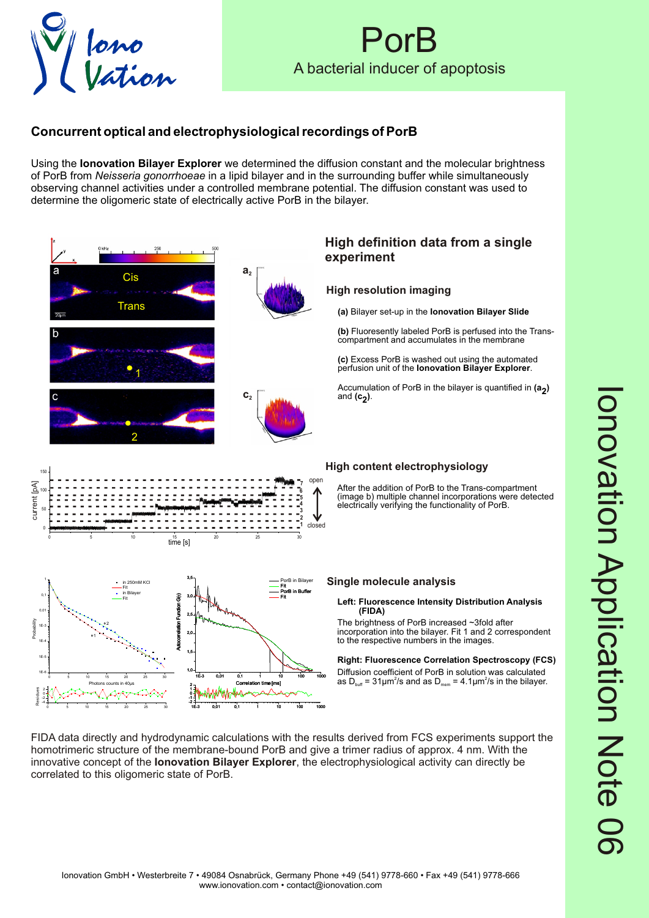Iono Vation

# PorB

A bacterial inducer of apoptosis

## Concurrent optical and electrophysiological recordings of PorB

Using the **Ionovation Bilayer Explorer** we determined the diffusion constant and the molecular brightness of PorB from *Neisseria gonorrhoeae* in a lipid bilayer and in the surrounding buffer while simultaneously observing channel activities under a controlled membrane potential. The diffusion constant was used to determine the oligomeric state of electrically active PorB in the bilayer.

z
y
x
0 kHz
250
500
a
Cis
Trans
20µm
b
1
c
2
$a_2$
$c_2$

## High definition data from a single experiment

### High resolution imaging

**(a)** Bilayer set-up in the **Ionovation Bilayer Slide**

**(b)** Fluoresently labeled PorB is perfused into the Trans-compartment and accumulates in the membrane

**(c)** Excess PorB is washed out using the automated perfusion unit of the **Ionovation Bilayer Explorer**.

Accumulation of PorB in the bilayer is quantified in **($a_2$)** and **($c_2$)**.

current [pA]
150
100
50
0
0
5
10
15
20
25
30
time [s]
open
closed
7
6
5
4
3
2
1

### High content electrophysiology

After the addition of PorB to the Trans-compartment (image b) multiple channel incorporations were detected electrically verifying the functionality of PorB.

Probability
1
0,1
0,01
1E-3
1E-4
1E-5
1E-6
in 250mM KCl
Fit
in Bilayer
Fit
Photons counts in 40µs
0
5
10
15
20
25
30
Residues

Autocorrelation Function G(τ)
3,5
3,0
2,5
2,0
1,5
1,0
1E-3
0,01
0,1
1
10
100
1000
Correlation time [ms]
PorB in Bilayer
Fit
PorB in Buffer
Fit

### Single molecule analysis

**Left: Fluorescence Intensity Distribution Analysis (FIDA)**

The brightness of PorB increased ~3fold after incorporation into the bilayer. Fit 1 and 2 correspondent to the respective numbers in the images.

**Right: Fluorescence Correlation Spectroscopy (FCS)**

Diffusion coefficient of PorB in solution was calculated as $D_{buff}$ = 31µm²/s and as $D_{mem}$ = 4.1µm²/s in the bilayer.

FIDA data directly and hydrodynamic calculations with the results derived from FCS experiments support the homotrimeric structure of the membrane-bound PorB and give a trimer radius of approx. 4 nm. With the innovative concept of the **Ionovation Bilayer Explorer**, the electrophysiological activity can directly be correlated to this oligomeric state of PorB.

Ionovation Application Note 06

Ionovation GmbH • Westerbreite 7 • 49084 Osnabrück, Germany Phone +49 (541) 9778-660 • Fax +49 (541) 9778-666
www.ionovation.com • contact@ionovation.com